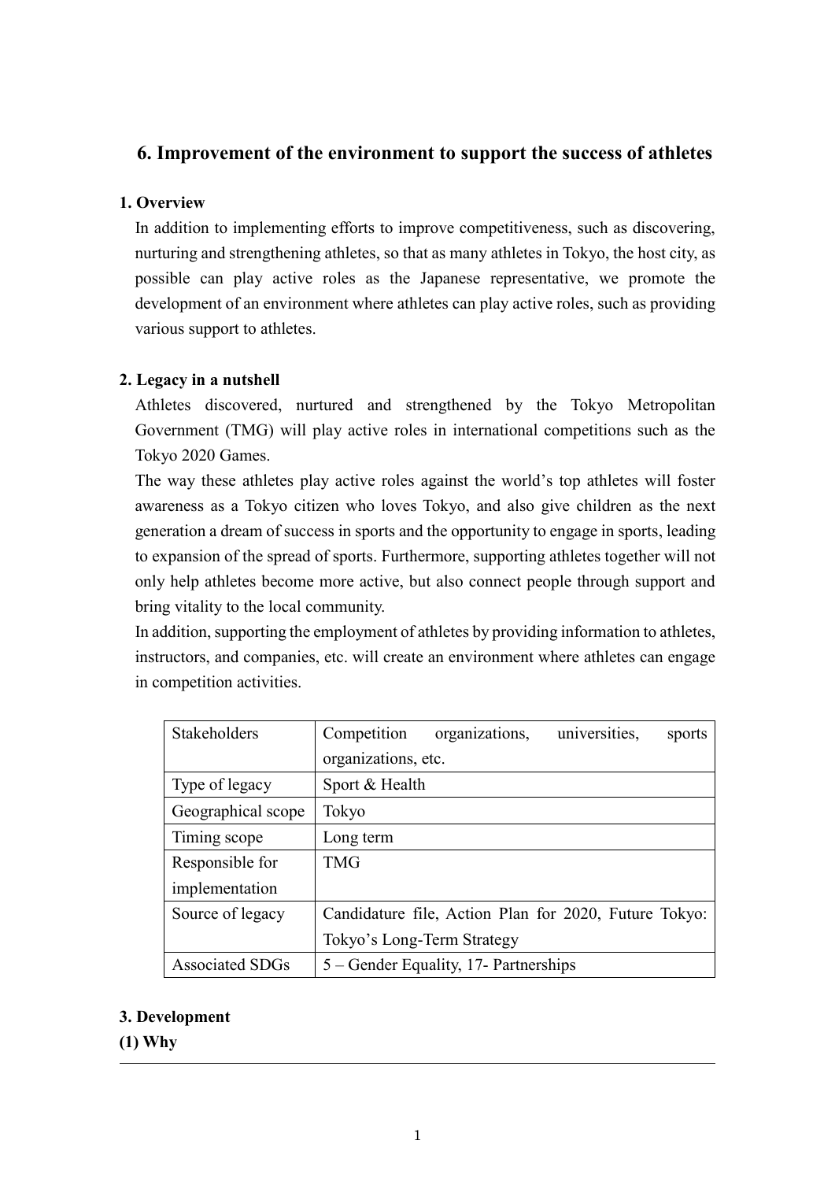## 6. Improvement of the environment to support the success of athletes

### 1. Overview

In addition to implementing efforts to improve competitiveness, such as discovering, nurturing and strengthening athletes, so that as many athletes in Tokyo, the host city, as possible can play active roles as the Japanese representative, we promote the development of an environment where athletes can play active roles, such as providing various support to athletes.

### 2. Legacy in a nutshell

Athletes discovered, nurtured and strengthened by the Tokyo Metropolitan Government (TMG) will play active roles in international competitions such as the Tokyo 2020 Games.

The way these athletes play active roles against the world's top athletes will foster awareness as a Tokyo citizen who loves Tokyo, and also give children as the next generation a dream of success in sports and the opportunity to engage in sports, leading to expansion of the spread of sports. Furthermore, supporting athletes together will not only help athletes become more active, but also connect people through support and bring vitality to the local community.

In addition, supporting the employment of athletes by providing information to athletes, instructors, and companies, etc. will create an environment where athletes can engage in competition activities.

| Stakeholders | Competition organizations, universities, sports organizations, etc. |
|---|---|
| Type of legacy | Sport & Health |
| Geographical scope | Tokyo |
| Timing scope | Long term |
| Responsible for implementation | TMG |
| Source of legacy | Candidature file, Action Plan for 2020, Future Tokyo: Tokyo's Long-Term Strategy |
| Associated SDGs | 5 – Gender Equality, 17- Partnerships |

### 3. Development

#### (1) Why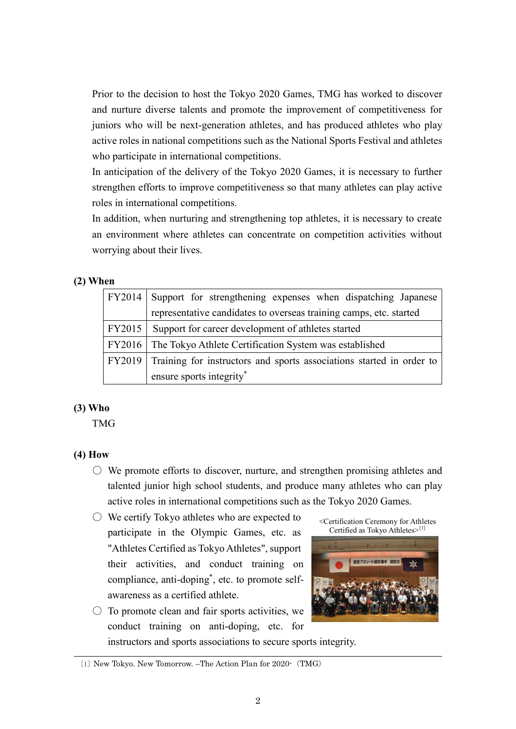Prior to the decision to host the Tokyo 2020 Games, TMG has worked to discover and nurture diverse talents and promote the improvement of competitiveness for juniors who will be next-generation athletes, and has produced athletes who play active roles in national competitions such as the National Sports Festival and athletes who participate in international competitions.

In anticipation of the delivery of the Tokyo 2020 Games, it is necessary to further strengthen efforts to improve competitiveness so that many athletes can play active roles in international competitions.

In addition, when nurturing and strengthening top athletes, it is necessary to create an environment where athletes can concentrate on competition activities without worrying about their lives.

**(2) When**

| | |
|---|---|
| FY2014 | Support for strengthening expenses when dispatching Japanese representative candidates to overseas training camps, etc. started |
| FY2015 | Support for career development of athletes started |
| FY2016 | The Tokyo Athlete Certification System was established |
| FY2019 | Training for instructors and sports associations started in order to ensure sports integrity* |

**(3) Who**

TMG

**(4) How**

- ○ We promote efforts to discover, nurture, and strengthen promising athletes and talented junior high school students, and produce many athletes who can play active roles in international competitions such as the Tokyo 2020 Games.
- ○ We certify Tokyo athletes who are expected to participate in the Olympic Games, etc. as "Athletes Certified as Tokyo Athletes", support their activities, and conduct training on compliance, anti-doping*, etc. to promote self-awareness as a certified athlete.
- ○ To promote clean and fair sports activities, we conduct training on anti-doping, etc. for instructors and sports associations to secure sports integrity.

<Certification Ceremony for Athletes Certified as Tokyo Athletes>[1]

[1] New Tokyo. New Tomorrow. –The Action Plan for 2020-（TMG）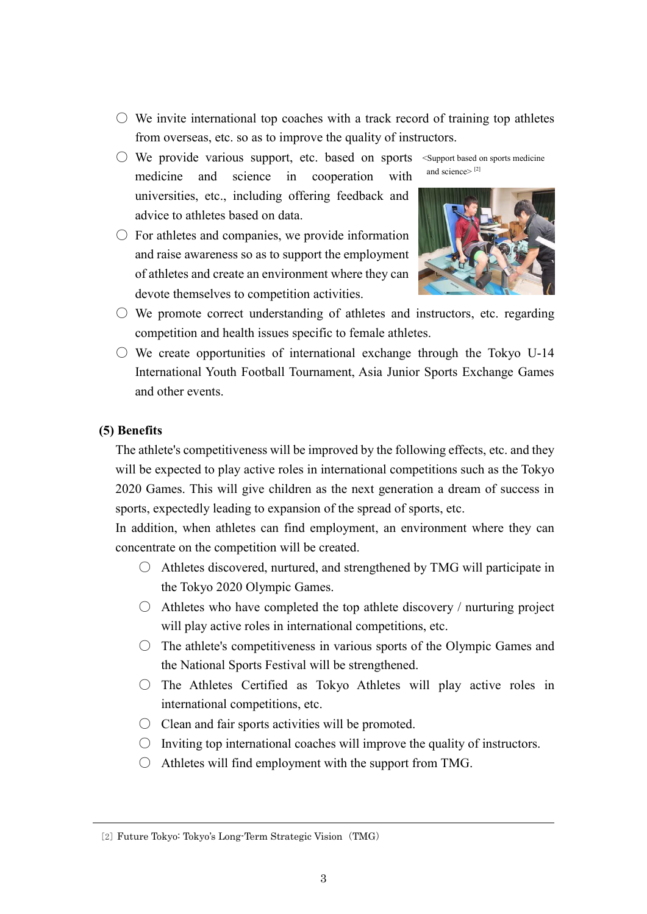- ○ We invite international top coaches with a track record of training top athletes from overseas, etc. so as to improve the quality of instructors.
- ○ We provide various support, etc. based on sports medicine and science in cooperation with universities, etc., including offering feedback and advice to athletes based on data.

<Support based on sports medicine and science> [2]

- ○ For athletes and companies, we provide information and raise awareness so as to support the employment of athletes and create an environment where they can devote themselves to competition activities.
- ○ We promote correct understanding of athletes and instructors, etc. regarding competition and health issues specific to female athletes.
- ○ We create opportunities of international exchange through the Tokyo U-14 International Youth Football Tournament, Asia Junior Sports Exchange Games and other events.

**(5) Benefits**

The athlete's competitiveness will be improved by the following effects, etc. and they will be expected to play active roles in international competitions such as the Tokyo 2020 Games. This will give children as the next generation a dream of success in sports, expectedly leading to expansion of the spread of sports, etc.

In addition, when athletes can find employment, an environment where they can concentrate on the competition will be created.

- ○ Athletes discovered, nurtured, and strengthened by TMG will participate in the Tokyo 2020 Olympic Games.
- ○ Athletes who have completed the top athlete discovery / nurturing project will play active roles in international competitions, etc.
- ○ The athlete's competitiveness in various sports of the Olympic Games and the National Sports Festival will be strengthened.
- ○ The Athletes Certified as Tokyo Athletes will play active roles in international competitions, etc.
- ○ Clean and fair sports activities will be promoted.
- ○ Inviting top international coaches will improve the quality of instructors.
- ○ Athletes will find employment with the support from TMG.

---

[2] Future Tokyo: Tokyo's Long-Term Strategic Vision（TMG）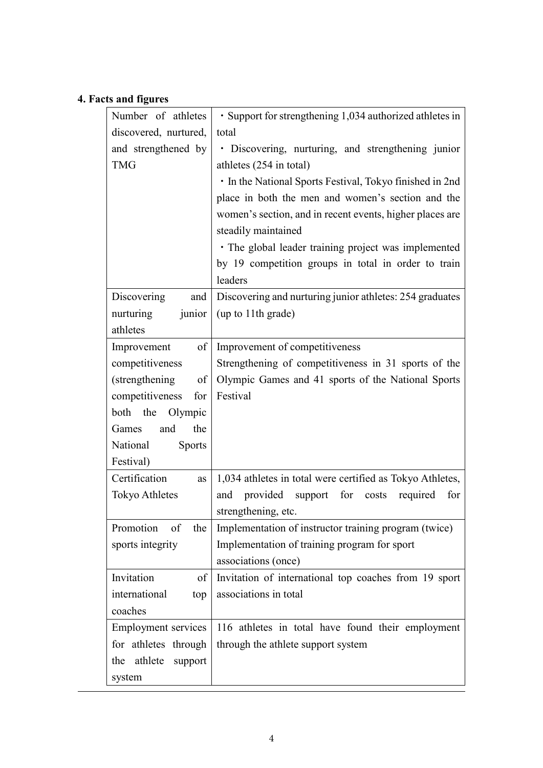## 4. Facts and figures

| | |
|---|---|
| Number of athletes discovered, nurtured, and strengthened by TMG | ・Support for strengthening 1,034 authorized athletes in total<br>・Discovering, nurturing, and strengthening junior athletes (254 in total)<br>・In the National Sports Festival, Tokyo finished in 2nd place in both the men and women's section and the women's section, and in recent events, higher places are steadily maintained<br>・The global leader training project was implemented by 19 competition groups in total in order to train leaders |
| Discovering and nurturing junior athletes | Discovering and nurturing junior athletes: 254 graduates (up to 11th grade) |
| Improvement of competitiveness (strengthening of competitiveness for both the Olympic Games and the National Sports Festival) | Improvement of competitiveness<br>Strengthening of competitiveness in 31 sports of the Olympic Games and 41 sports of the National Sports Festival |
| Certification as Tokyo Athletes | 1,034 athletes in total were certified as Tokyo Athletes, and provided support for costs required for strengthening, etc. |
| Promotion of the sports integrity | Implementation of instructor training program (twice)<br>Implementation of training program for sport associations (once) |
| Invitation of international top coaches | Invitation of international top coaches from 19 sport associations in total |
| Employment services for athletes through the athlete support system | 116 athletes in total have found their employment through the athlete support system |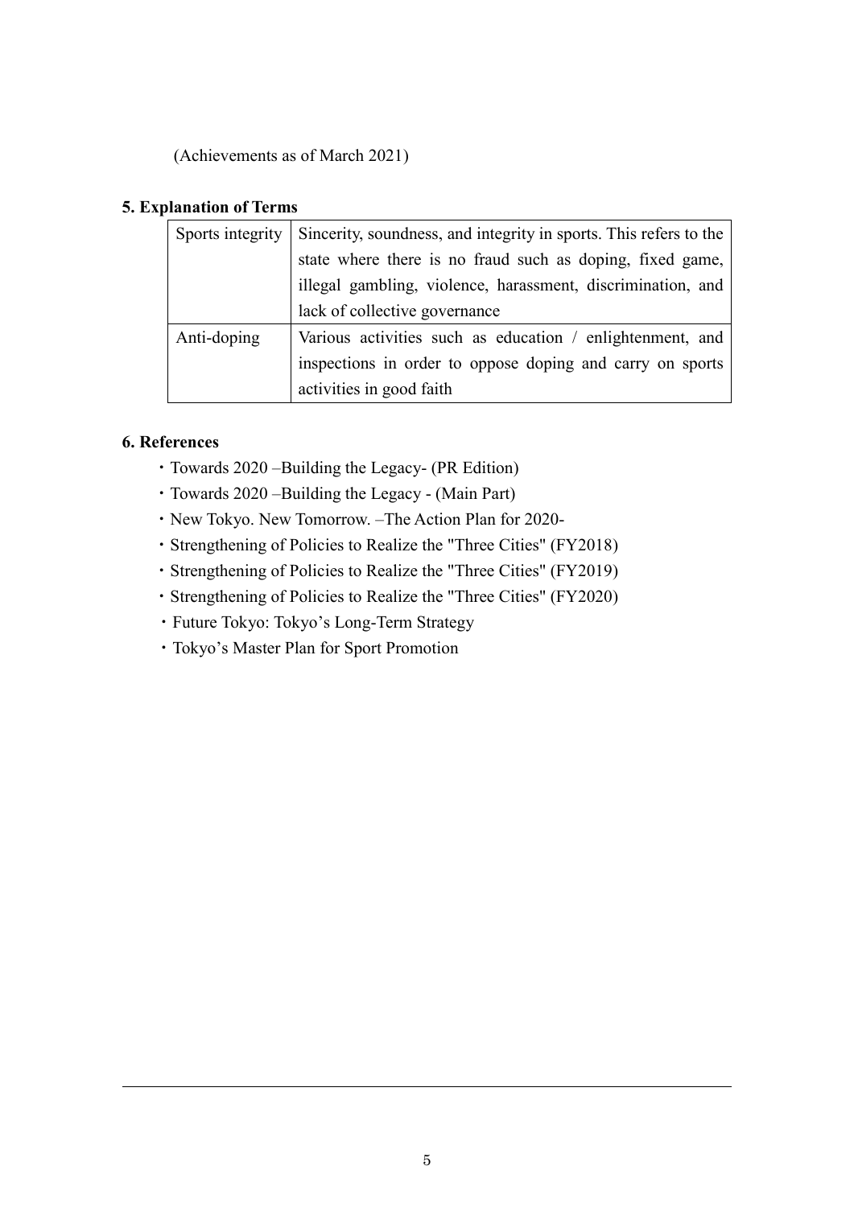(Achievements as of March 2021)

## 5. Explanation of Terms

| | |
|---|---|
| Sports integrity | Sincerity, soundness, and integrity in sports. This refers to the state where there is no fraud such as doping, fixed game, illegal gambling, violence, harassment, discrimination, and lack of collective governance |
| Anti-doping | Various activities such as education / enlightenment, and inspections in order to oppose doping and carry on sports activities in good faith |

## 6. References

- Towards 2020 –Building the Legacy- (PR Edition)
- Towards 2020 –Building the Legacy - (Main Part)
- New Tokyo. New Tomorrow. –The Action Plan for 2020-
- Strengthening of Policies to Realize the "Three Cities" (FY2018)
- Strengthening of Policies to Realize the "Three Cities" (FY2019)
- Strengthening of Policies to Realize the "Three Cities" (FY2020)
- Future Tokyo: Tokyo's Long-Term Strategy
- Tokyo's Master Plan for Sport Promotion